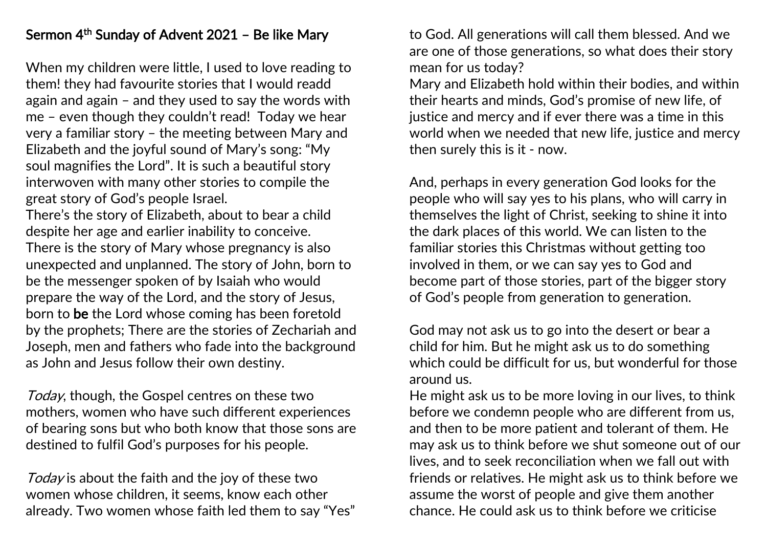# Sermon 4th Sunday of Advent 2021 – Be like Mary

When my children were little, I used to love reading to them! they had favourite stories that I would readd again and again – and they used to say the words with me – even though they couldn't read! Today we hear very a familiar story – the meeting between Mary and Elizabeth and the joyful sound of Mary's song: "My soul magnifies the Lord". It is such a beautiful story interwoven with many other stories to compile the great story of God's people Israel.

There's the story of Elizabeth, about to bear a child despite her age and earlier inability to conceive. There is the story of Mary whose pregnancy is also unexpected and unplanned. The story of John, born to be the messenger spoken of by Isaiah who would prepare the way of the Lord, and the story of Jesus, born to **be** the Lord whose coming has been foretold by the prophets; There are the stories of Zechariah and Joseph, men and fathers who fade into the background as John and Jesus follow their own destiny.

*Today*, though, the Gospel centres on these two mothers, women who have such different experiences of bearing sons but who both know that those sons are destined to fulfil God's purposes for his people.

*Today* is about the faith and the joy of these two women whose children, it seems, know each other already. Two women whose faith led them to say "Yes" to God. All generations will call them blessed. And we are one of those generations, so what does their story mean for us today?

Mary and Elizabeth hold within their bodies, and within their hearts and minds, God's promise of new life, of justice and mercy and if ever there was a time in this world when we needed that new life, justice and mercy then surely this is it - now.

And, perhaps in every generation God looks for the people who will say yes to his plans, who will carry in themselves the light of Christ, seeking to shine it into the dark places of this world. We can listen to the familiar stories this Christmas without getting too involved in them, or we can say yes to God and become part of those stories, part of the bigger story of God's people from generation to generation.

God may not ask us to go into the desert or bear a child for him. But he might ask us to do something which could be difficult for us, but wonderful for those around us.

He might ask us to be more loving in our lives, to think before we condemn people who are different from us, and then to be more patient and tolerant of them. He may ask us to think before we shut someone out of our lives, and to seek reconciliation when we fall out with friends or relatives. He might ask us to think before we assume the worst of people and give them another chance. He could ask us to think before we criticise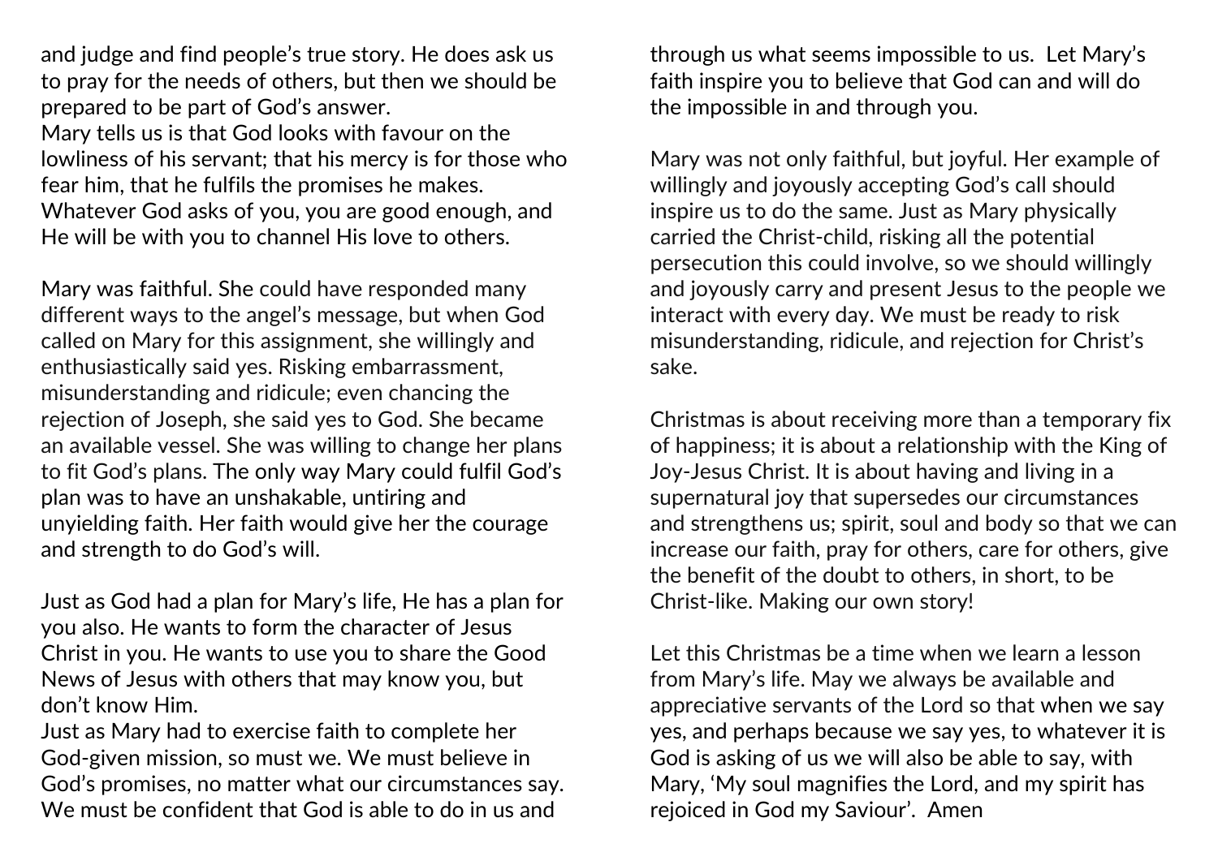and judge and find people's true story. He does ask us to pray for the needs of others, but then we should be prepared to be part of God's answer.
Mary tells us is that God looks with favour on the lowliness of his servant; that his mercy is for those who fear him, that he fulfils the promises he makes. Whatever God asks of you, you are good enough, and He will be with you to channel His love to others.

Mary was faithful. She could have responded many different ways to the angel's message, but when God called on Mary for this assignment, she willingly and enthusiastically said yes. Risking embarrassment, misunderstanding and ridicule; even chancing the rejection of Joseph, she said yes to God. She became an available vessel. She was willing to change her plans to fit God's plans. The only way Mary could fulfil God's plan was to have an unshakable, untiring and unyielding faith. Her faith would give her the courage and strength to do God's will.

Just as God had a plan for Mary's life, He has a plan for you also. He wants to form the character of Jesus Christ in you. He wants to use you to share the Good News of Jesus with others that may know you, but don't know Him.
Just as Mary had to exercise faith to complete her God-given mission, so must we. We must believe in God's promises, no matter what our circumstances say. We must be confident that God is able to do in us and through us what seems impossible to us. Let Mary's faith inspire you to believe that God can and will do the impossible in and through you.

Mary was not only faithful, but joyful. Her example of willingly and joyously accepting God's call should inspire us to do the same. Just as Mary physically carried the Christ-child, risking all the potential persecution this could involve, so we should willingly and joyously carry and present Jesus to the people we interact with every day. We must be ready to risk misunderstanding, ridicule, and rejection for Christ's sake.

Christmas is about receiving more than a temporary fix of happiness; it is about a relationship with the King of Joy-Jesus Christ. It is about having and living in a supernatural joy that supersedes our circumstances and strengthens us; spirit, soul and body so that we can increase our faith, pray for others, care for others, give the benefit of the doubt to others, in short, to be Christ-like. Making our own story!

Let this Christmas be a time when we learn a lesson from Mary's life. May we always be available and appreciative servants of the Lord so that when we say yes, and perhaps because we say yes, to whatever it is God is asking of us we will also be able to say, with Mary, 'My soul magnifies the Lord, and my spirit has rejoiced in God my Saviour'. Amen